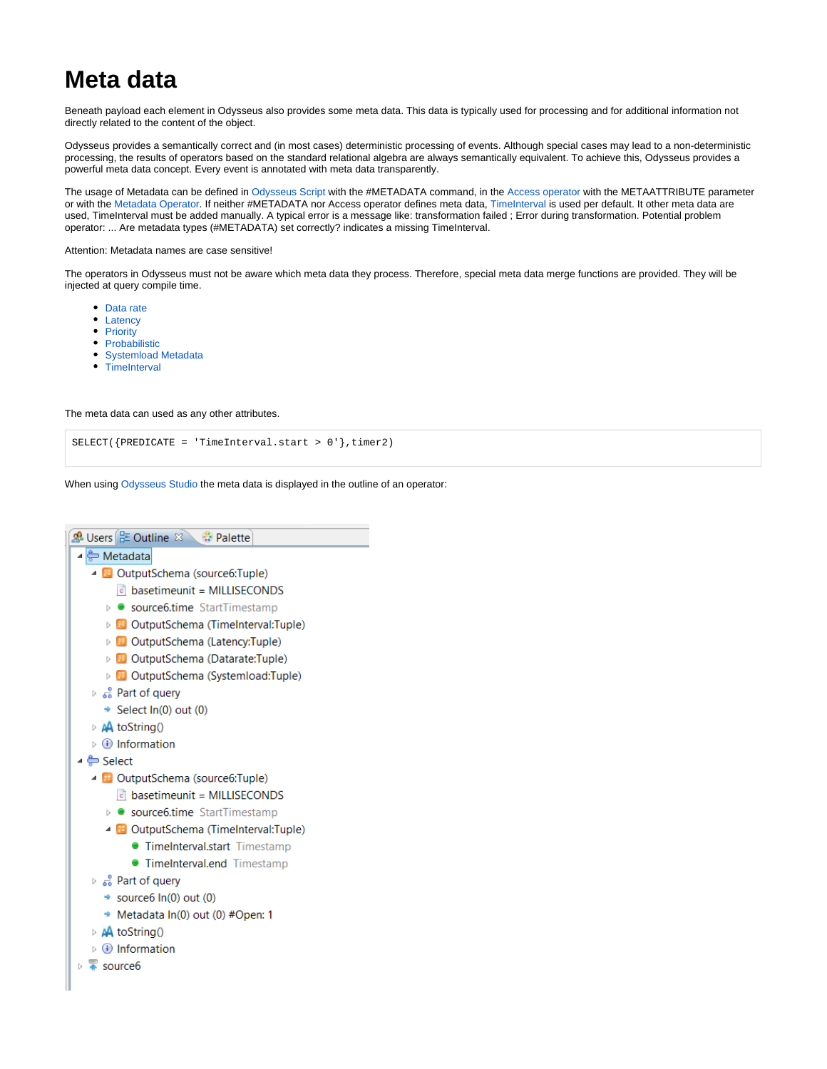# Meta data

Beneath payload each element in Odysseus also provides some meta data. This data is typically used for processing and for additional information not directly related to the content of the object.

Odysseus provides a semantically correct and (in most cases) deterministic processing of events. Although special cases may lead to a non-deterministic processing, the results of operators based on the standard relational algebra are always semantically equivalent. To achieve this, Odysseus provides a powerful meta data concept. Every event is annotated with meta data transparently.

The usage of Metadata can be defined in Odysseus Script with the #METADATA command, in the Access operator with the METAATTRIBUTE parameter or with the Metadata Operator. If neither #METADATA nor Access operator defines meta data, TimeInterval is used per default. It other meta data are used, TimeInterval must be added manually. A typical error is a message like: transformation failed ; Error during transformation. Potential problem operator: ... Are metadata types (#METADATA) set correctly? indicates a missing TimeInterval.

Attention: Metadata names are case sensitive!

The operators in Odysseus must not be aware which meta data they process. Therefore, special meta data merge functions are provided. They will be injected at query compile time.

- Data rate
- Latency
- Priority
- Probabilistic
- Systemload Metadata
- TimeInterval

The meta data can used as any other attributes.

```
SELECT({PREDICATE = 'TimeInterval.start > 0'},timer2)
```

When using Odysseus Studio the meta data is displayed in the outline of an operator:

```
Users | Outline | Palette
▲ Metadata
  ▲ OutputSchema (source6:Tuple)
      basetimeunit = MILLISECONDS
    ▷ source6.time StartTimestamp
    ▷ OutputSchema (TimeInterval:Tuple)
    ▷ OutputSchema (Latency:Tuple)
    ▷ OutputSchema (Datarate:Tuple)
    ▷ OutputSchema (Systemload:Tuple)
  ▷ Part of query
    Select In(0) out (0)
  ▷ toString()
  ▷ Information
▲ Select
  ▲ OutputSchema (source6:Tuple)
      basetimeunit = MILLISECONDS
    ▷ source6.time StartTimestamp
    ▲ OutputSchema (TimeInterval:Tuple)
        TimeInterval.start Timestamp
        TimeInterval.end Timestamp
  ▷ Part of query
    source6 In(0) out (0)
    Metadata In(0) out (0) #Open: 1
  ▷ toString()
  ▷ Information
▷ source6
```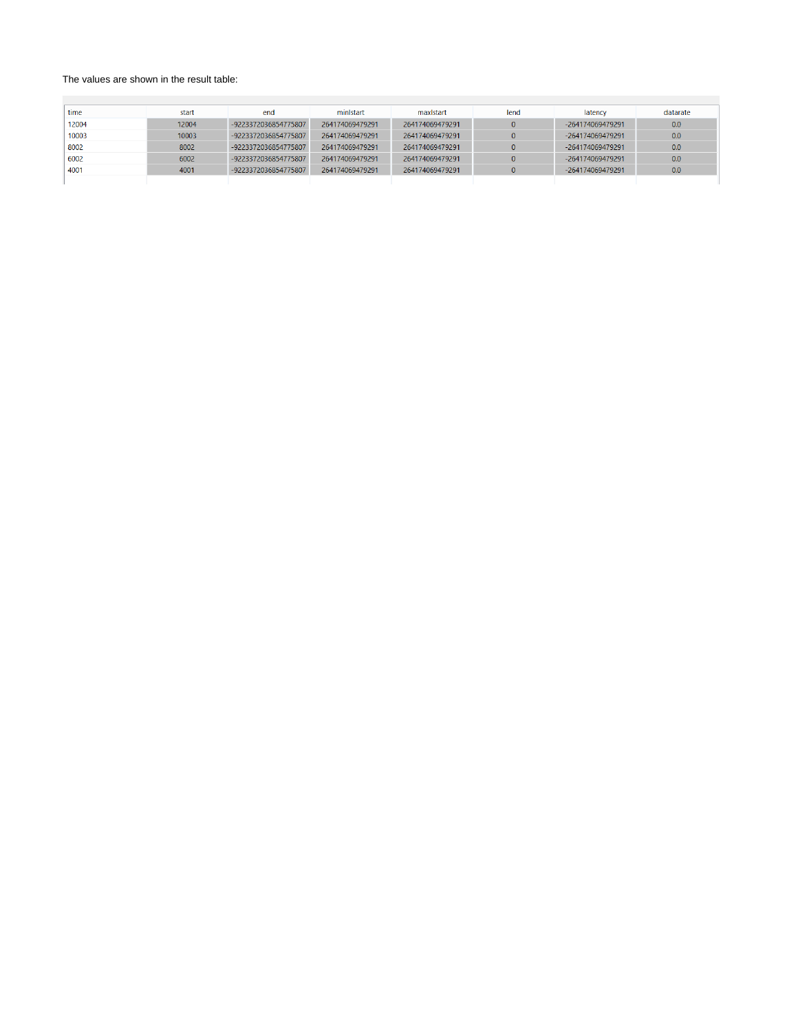The values are shown in the result table:

| time | start | end | minlstart | maxlstart | lend | latency | datarate |
|---|---|---|---|---|---|---|---|
| 12004 | 12004 | -9223372036854775807 | 264174069479291 | 264174069479291 | 0 | -264174069479291 | 0.0 |
| 10003 | 10003 | -9223372036854775807 | 264174069479291 | 264174069479291 | 0 | -264174069479291 | 0.0 |
| 8002 | 8002 | -9223372036854775807 | 264174069479291 | 264174069479291 | 0 | -264174069479291 | 0.0 |
| 6002 | 6002 | -9223372036854775807 | 264174069479291 | 264174069479291 | 0 | -264174069479291 | 0.0 |
| 4001 | 4001 | -9223372036854775807 | 264174069479291 | 264174069479291 | 0 | -264174069479291 | 0.0 |